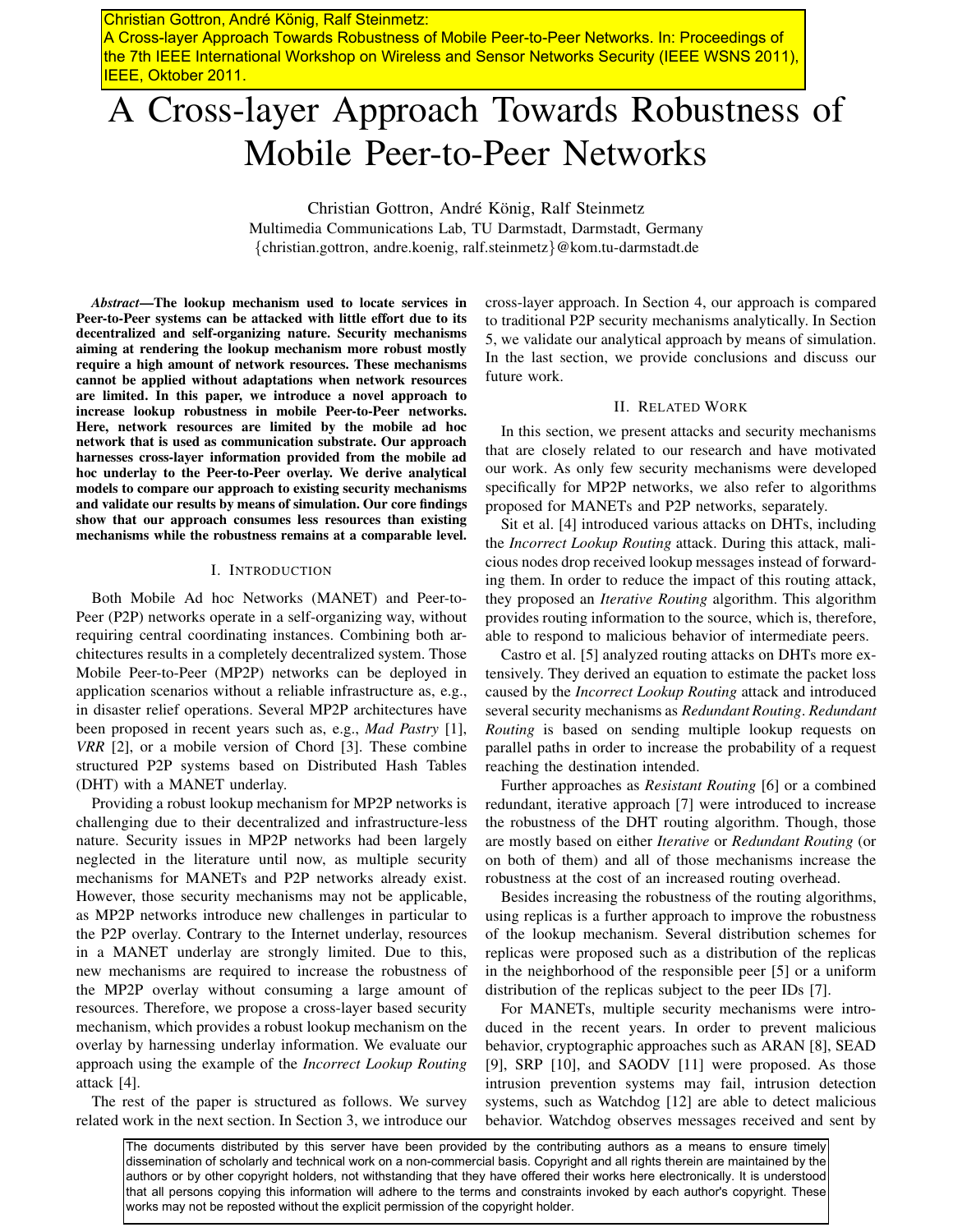Christian Gottron, André König, Ralf Steinmetz:
A Cross-layer Approach Towards Robustness of Mobile Peer-to-Peer Networks. In: Proceedings of the 7th IEEE International Workshop on Wireless and Sensor Networks Security (IEEE WSNS 2011), IEEE, Oktober 2011.

# A Cross-layer Approach Towards Robustness of Mobile Peer-to-Peer Networks

Christian Gottron, André König, Ralf Steinmetz
Multimedia Communications Lab, TU Darmstadt, Darmstadt, Germany
{christian.gottron, andre.koenig, ralf.steinmetz}@kom.tu-darmstadt.de

***Abstract*—The lookup mechanism used to locate services in Peer-to-Peer systems can be attacked with little effort due to its decentralized and self-organizing nature. Security mechanisms aiming at rendering the lookup mechanism more robust mostly require a high amount of network resources. These mechanisms cannot be applied without adaptations when network resources are limited. In this paper, we introduce a novel approach to increase lookup robustness in mobile Peer-to-Peer networks. Here, network resources are limited by the mobile ad hoc network that is used as communication substrate. Our approach harnesses cross-layer information provided from the mobile ad hoc underlay to the Peer-to-Peer overlay. We derive analytical models to compare our approach to existing security mechanisms and validate our results by means of simulation. Our core findings show that our approach consumes less resources than existing mechanisms while the robustness remains at a comparable level.**

## I. Introduction

Both Mobile Ad hoc Networks (MANET) and Peer-to-Peer (P2P) networks operate in a self-organizing way, without requiring central coordinating instances. Combining both architectures results in a completely decentralized system. Those Mobile Peer-to-Peer (MP2P) networks can be deployed in application scenarios without a reliable infrastructure as, e.g., in disaster relief operations. Several MP2P architectures have been proposed in recent years such as, e.g., *Mad Pastry* [1], *VRR* [2], or a mobile version of Chord [3]. These combine structured P2P systems based on Distributed Hash Tables (DHT) with a MANET underlay.

Providing a robust lookup mechanism for MP2P networks is challenging due to their decentralized and infrastructure-less nature. Security issues in MP2P networks had been largely neglected in the literature until now, as multiple security mechanisms for MANETs and P2P networks already exist. However, those security mechanisms may not be applicable, as MP2P networks introduce new challenges in particular to the P2P overlay. Contrary to the Internet underlay, resources in a MANET underlay are strongly limited. Due to this, new mechanisms are required to increase the robustness of the MP2P overlay without consuming a large amount of resources. Therefore, we propose a cross-layer based security mechanism, which provides a robust lookup mechanism on the overlay by harnessing underlay information. We evaluate our approach using the example of the *Incorrect Lookup Routing* attack [4].

The rest of the paper is structured as follows. We survey related work in the next section. In Section 3, we introduce our cross-layer approach. In Section 4, our approach is compared to traditional P2P security mechanisms analytically. In Section 5, we validate our analytical approach by means of simulation. In the last section, we provide conclusions and discuss our future work.

## II. Related Work

In this section, we present attacks and security mechanisms that are closely related to our research and have motivated our work. As only few security mechanisms were developed specifically for MP2P networks, we also refer to algorithms proposed for MANETs and P2P networks, separately.

Sit et al. [4] introduced various attacks on DHTs, including the *Incorrect Lookup Routing* attack. During this attack, malicious nodes drop received lookup messages instead of forwarding them. In order to reduce the impact of this routing attack, they proposed an *Iterative Routing* algorithm. This algorithm provides routing information to the source, which is, therefore, able to respond to malicious behavior of intermediate peers.

Castro et al. [5] analyzed routing attacks on DHTs more extensively. They derived an equation to estimate the packet loss caused by the *Incorrect Lookup Routing* attack and introduced several security mechanisms as *Redundant Routing*. *Redundant Routing* is based on sending multiple lookup requests on parallel paths in order to increase the probability of a request reaching the destination intended.

Further approaches as *Resistant Routing* [6] or a combined redundant, iterative approach [7] were introduced to increase the robustness of the DHT routing algorithm. Though, those are mostly based on either *Iterative* or *Redundant Routing* (or on both of them) and all of those mechanisms increase the robustness at the cost of an increased routing overhead.

Besides increasing the robustness of the routing algorithms, using replicas is a further approach to improve the robustness of the lookup mechanism. Several distribution schemes for replicas were proposed such as a distribution of the replicas in the neighborhood of the responsible peer [5] or a uniform distribution of the replicas subject to the peer IDs [7].

For MANETs, multiple security mechanisms were introduced in the recent years. In order to prevent malicious behavior, cryptographic approaches such as ARAN [8], SEAD [9], SRP [10], and SAODV [11] were proposed. As those intrusion prevention systems may fail, intrusion detection systems, such as Watchdog [12] are able to detect malicious behavior. Watchdog observes messages received and sent by

The documents distributed by this server have been provided by the contributing authors as a means to ensure timely dissemination of scholarly and technical work on a non-commercial basis. Copyright and all rights therein are maintained by the authors or by other copyright holders, not withstanding that they have offered their works here electronically. It is understood that all persons copying this information will adhere to the terms and constraints invoked by each author's copyright. These works may not be reposted without the explicit permission of the copyright holder.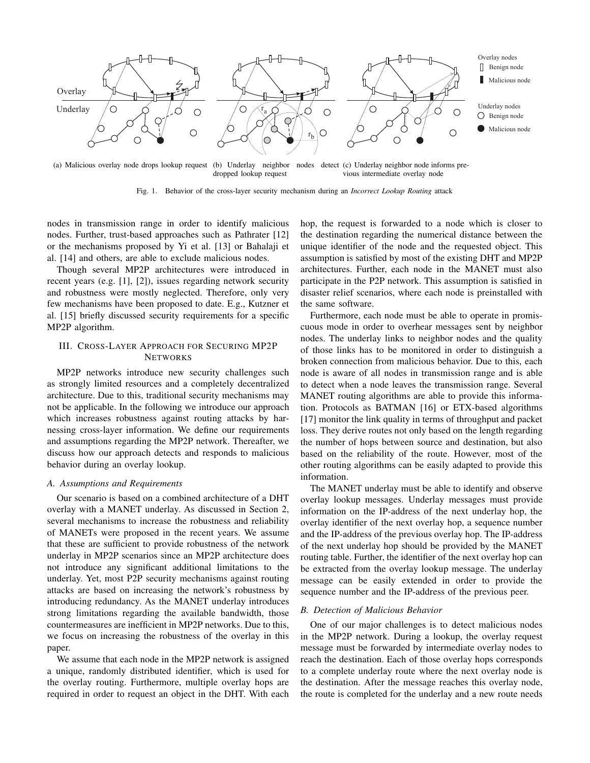(a) Malicious overlay node drops lookup request (b) Underlay neighbor nodes detect dropped lookup request (c) Underlay neighbor node informs previous intermediate overlay node

Fig. 1. Behavior of the cross-layer security mechanism during an *Incorrect Lookup Routing* attack

nodes in transmission range in order to identify malicious nodes. Further, trust-based approaches such as Pathrater [12] or the mechanisms proposed by Yi et al. [13] or Bahalaji et al. [14] and others, are able to exclude malicious nodes.

Though several MP2P architectures were introduced in recent years (e.g. [1], [2]), issues regarding network security and robustness were mostly neglected. Therefore, only very few mechanisms have been proposed to date. E.g., Kutzner et al. [15] briefly discussed security requirements for a specific MP2P algorithm.

## III. Cross-Layer Approach for Securing MP2P Networks

MP2P networks introduce new security challenges such as strongly limited resources and a completely decentralized architecture. Due to this, traditional security mechanisms may not be applicable. In the following we introduce our approach which increases robustness against routing attacks by harnessing cross-layer information. We define our requirements and assumptions regarding the MP2P network. Thereafter, we discuss how our approach detects and responds to malicious behavior during an overlay lookup.

### A. Assumptions and Requirements

Our scenario is based on a combined architecture of a DHT overlay with a MANET underlay. As discussed in Section 2, several mechanisms to increase the robustness and reliability of MANETs were proposed in the recent years. We assume that these are sufficient to provide robustness of the network underlay in MP2P scenarios since an MP2P architecture does not introduce any significant additional limitations to the underlay. Yet, most P2P security mechanisms against routing attacks are based on increasing the network's robustness by introducing redundancy. As the MANET underlay introduces strong limitations regarding the available bandwidth, those countermeasures are inefficient in MP2P networks. Due to this, we focus on increasing the robustness of the overlay in this paper.

We assume that each node in the MP2P network is assigned a unique, randomly distributed identifier, which is used for the overlay routing. Furthermore, multiple overlay hops are required in order to request an object in the DHT. With each hop, the request is forwarded to a node which is closer to the destination regarding the numerical distance between the unique identifier of the node and the requested object. This assumption is satisfied by most of the existing DHT and MP2P architectures. Further, each node in the MANET must also participate in the P2P network. This assumption is satisfied in disaster relief scenarios, where each node is preinstalled with the same software.

Furthermore, each node must be able to operate in promiscuous mode in order to overhear messages sent by neighbor nodes. The underlay links to neighbor nodes and the quality of those links has to be monitored in order to distinguish a broken connection from malicious behavior. Due to this, each node is aware of all nodes in transmission range and is able to detect when a node leaves the transmission range. Several MANET routing algorithms are able to provide this information. Protocols as BATMAN [16] or ETX-based algorithms [17] monitor the link quality in terms of throughput and packet loss. They derive routes not only based on the length regarding the number of hops between source and destination, but also based on the reliability of the route. However, most of the other routing algorithms can be easily adapted to provide this information.

The MANET underlay must be able to identify and observe overlay lookup messages. Underlay messages must provide information on the IP-address of the next underlay hop, the overlay identifier of the next overlay hop, a sequence number and the IP-address of the previous overlay hop. The IP-address of the next underlay hop should be provided by the MANET routing table. Further, the identifier of the next overlay hop can be extracted from the overlay lookup message. The underlay message can be easily extended in order to provide the sequence number and the IP-address of the previous peer.

### B. Detection of Malicious Behavior

One of our major challenges is to detect malicious nodes in the MP2P network. During a lookup, the overlay request message must be forwarded by intermediate overlay nodes to reach the destination. Each of those overlay hops corresponds to a complete underlay route where the next overlay node is the destination. After the message reaches this overlay node, the route is completed for the underlay and a new route needs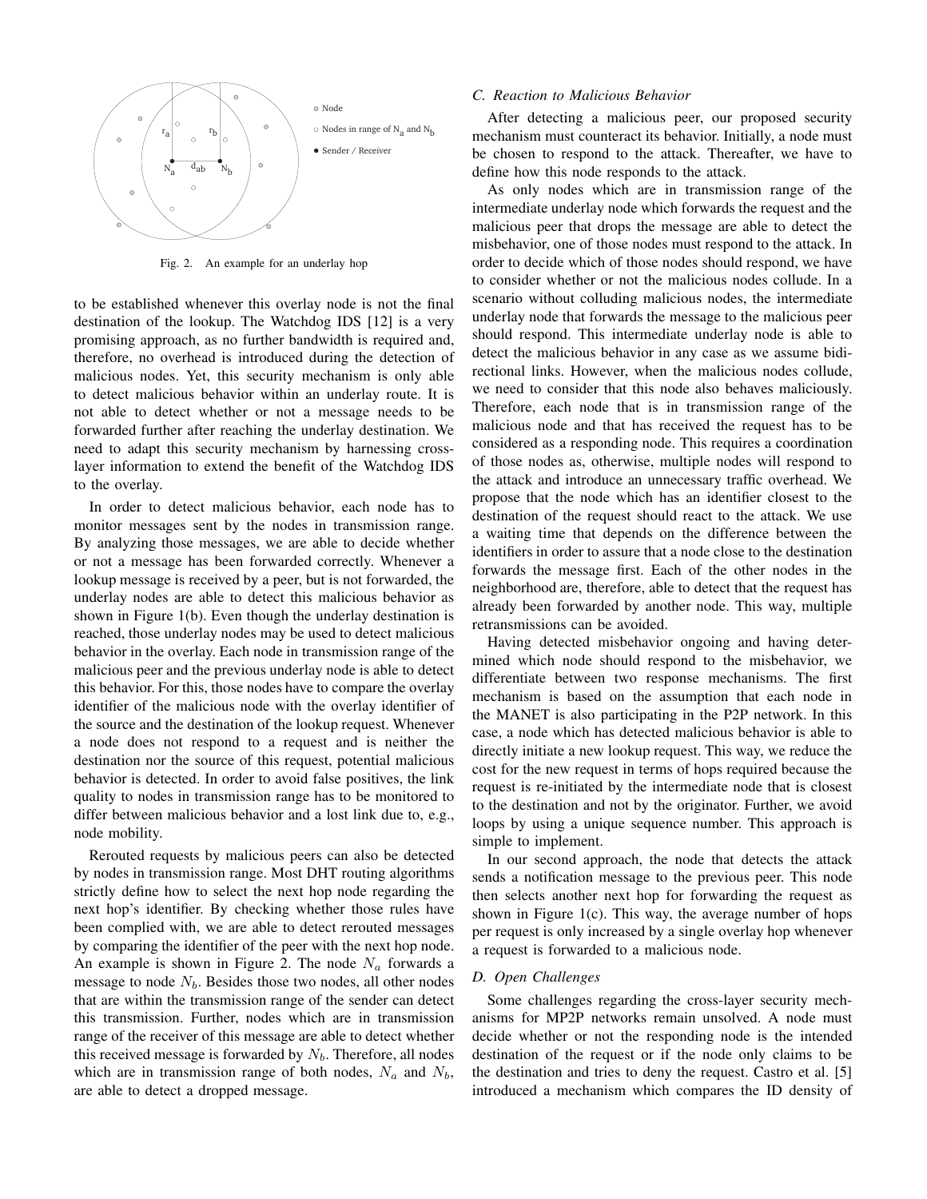Node

Nodes in range of $N_a$ and $N_b$

Sender / Receiver

$r_a$

$r_b$

$N_a$

$d_{ab}$

$N_b$

Fig. 2. An example for an underlay hop

to be established whenever this overlay node is not the final destination of the lookup. The Watchdog IDS [12] is a very promising approach, as no further bandwidth is required and, therefore, no overhead is introduced during the detection of malicious nodes. Yet, this security mechanism is only able to detect malicious behavior within an underlay route. It is not able to detect whether or not a message needs to be forwarded further after reaching the underlay destination. We need to adapt this security mechanism by harnessing cross-layer information to extend the benefit of the Watchdog IDS to the overlay.

In order to detect malicious behavior, each node has to monitor messages sent by the nodes in transmission range. By analyzing those messages, we are able to decide whether or not a message has been forwarded correctly. Whenever a lookup message is received by a peer, but is not forwarded, the underlay nodes are able to detect this malicious behavior as shown in Figure 1(b). Even though the underlay destination is reached, those underlay nodes may be used to detect malicious behavior in the overlay. Each node in transmission range of the malicious peer and the previous underlay node is able to detect this behavior. For this, those nodes have to compare the overlay identifier of the malicious node with the overlay identifier of the source and the destination of the lookup request. Whenever a node does not respond to a request and is neither the destination nor the source of this request, potential malicious behavior is detected. In order to avoid false positives, the link quality to nodes in transmission range has to be monitored to differ between malicious behavior and a lost link due to, e.g., node mobility.

Rerouted requests by malicious peers can also be detected by nodes in transmission range. Most DHT routing algorithms strictly define how to select the next hop node regarding the next hop's identifier. By checking whether those rules have been complied with, we are able to detect rerouted messages by comparing the identifier of the peer with the next hop node. An example is shown in Figure 2. The node $N_a$ forwards a message to node $N_b$. Besides those two nodes, all other nodes that are within the transmission range of the sender can detect this transmission. Further, nodes which are in transmission range of the receiver of this message are able to detect whether this received message is forwarded by $N_b$. Therefore, all nodes which are in transmission range of both nodes, $N_a$ and $N_b$, are able to detect a dropped message.

### C. Reaction to Malicious Behavior

After detecting a malicious peer, our proposed security mechanism must counteract its behavior. Initially, a node must be chosen to respond to the attack. Thereafter, we have to define how this node responds to the attack.

As only nodes which are in transmission range of the intermediate underlay node which forwards the request and the malicious peer that drops the message are able to detect the misbehavior, one of those nodes must respond to the attack. In order to decide which of those nodes should respond, we have to consider whether or not the malicious nodes collude. In a scenario without colluding malicious nodes, the intermediate underlay node that forwards the message to the malicious peer should respond. This intermediate underlay node is able to detect the malicious behavior in any case as we assume bidirectional links. However, when the malicious nodes collude, we need to consider that this node also behaves maliciously. Therefore, each node that is in transmission range of the malicious node and that has received the request has to be considered as a responding node. This requires a coordination of those nodes as, otherwise, multiple nodes will respond to the attack and introduce an unnecessary traffic overhead. We propose that the node which has an identifier closest to the destination of the request should react to the attack. We use a waiting time that depends on the difference between the identifiers in order to assure that a node close to the destination forwards the message first. Each of the other nodes in the neighborhood are, therefore, able to detect that the request has already been forwarded by another node. This way, multiple retransmissions can be avoided.

Having detected misbehavior ongoing and having determined which node should respond to the misbehavior, we differentiate between two response mechanisms. The first mechanism is based on the assumption that each node in the MANET is also participating in the P2P network. In this case, a node which has detected malicious behavior is able to directly initiate a new lookup request. This way, we reduce the cost for the new request in terms of hops required because the request is re-initiated by the intermediate node that is closest to the destination and not by the originator. Further, we avoid loops by using a unique sequence number. This approach is simple to implement.

In our second approach, the node that detects the attack sends a notification message to the previous peer. This node then selects another next hop for forwarding the request as shown in Figure 1(c). This way, the average number of hops per request is only increased by a single overlay hop whenever a request is forwarded to a malicious node.

### D. Open Challenges

Some challenges regarding the cross-layer security mechanisms for MP2P networks remain unsolved. A node must decide whether or not the responding node is the intended destination of the request or if the node only claims to be the destination and tries to deny the request. Castro et al. [5] introduced a mechanism which compares the ID density of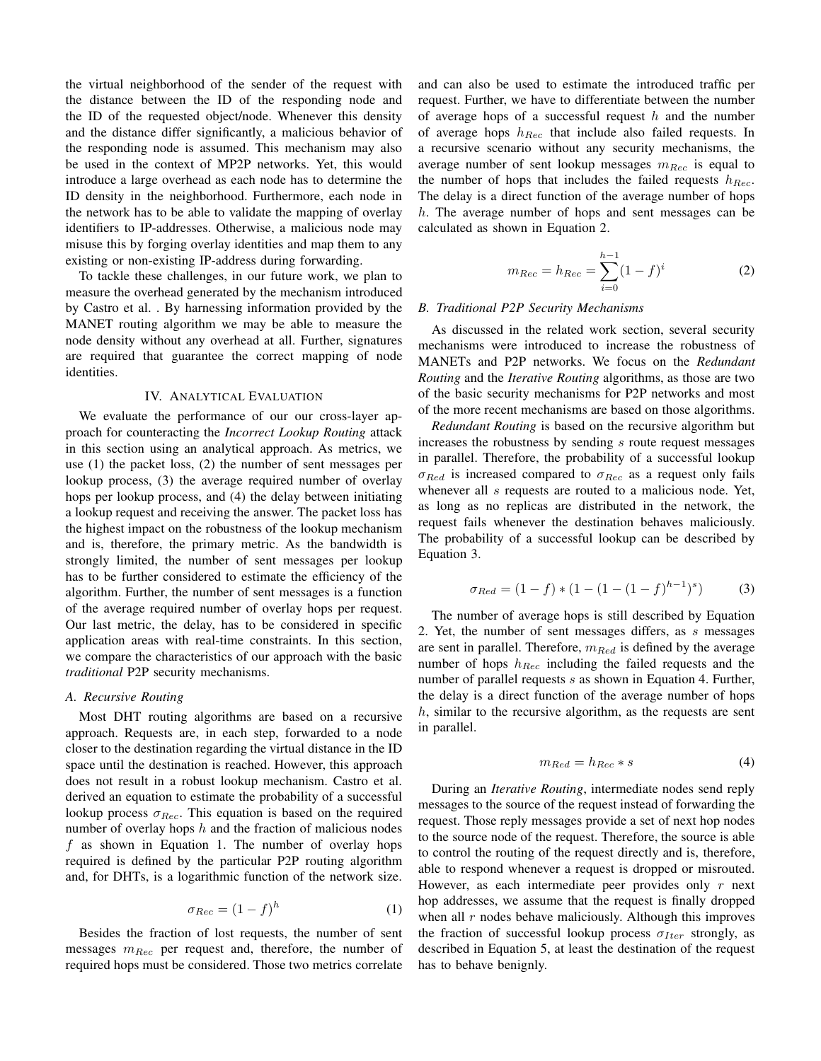the virtual neighborhood of the sender of the request with the distance between the ID of the responding node and the ID of the requested object/node. Whenever this density and the distance differ significantly, a malicious behavior of the responding node is assumed. This mechanism may also be used in the context of MP2P networks. Yet, this would introduce a large overhead as each node has to determine the ID density in the neighborhood. Furthermore, each node in the network has to be able to validate the mapping of overlay identifiers to IP-addresses. Otherwise, a malicious node may misuse this by forging overlay identities and map them to any existing or non-existing IP-address during forwarding.

To tackle these challenges, in our future work, we plan to measure the overhead generated by the mechanism introduced by Castro et al. . By harnessing information provided by the MANET routing algorithm we may be able to measure the node density without any overhead at all. Further, signatures are required that guarantee the correct mapping of node identities.

## IV. Analytical Evaluation

We evaluate the performance of our our cross-layer approach for counteracting the *Incorrect Lookup Routing* attack in this section using an analytical approach. As metrics, we use (1) the packet loss, (2) the number of sent messages per lookup process, (3) the average required number of overlay hops per lookup process, and (4) the delay between initiating a lookup request and receiving the answer. The packet loss has the highest impact on the robustness of the lookup mechanism and is, therefore, the primary metric. As the bandwidth is strongly limited, the number of sent messages per lookup has to be further considered to estimate the efficiency of the algorithm. Further, the number of sent messages is a function of the average required number of overlay hops per request. Our last metric, the delay, has to be considered in specific application areas with real-time constraints. In this section, we compare the characteristics of our approach with the basic *traditional* P2P security mechanisms.

### A. Recursive Routing

Most DHT routing algorithms are based on a recursive approach. Requests are, in each step, forwarded to a node closer to the destination regarding the virtual distance in the ID space until the destination is reached. However, this approach does not result in a robust lookup mechanism. Castro et al. derived an equation to estimate the probability of a successful lookup process $\sigma_{Rec}$. This equation is based on the required number of overlay hops $h$ and the fraction of malicious nodes $f$ as shown in Equation 1. The number of overlay hops required is defined by the particular P2P routing algorithm and, for DHTs, is a logarithmic function of the network size.

$$\sigma_{Rec} = (1 - f)^h \tag{1}$$

Besides the fraction of lost requests, the number of sent messages $m_{Rec}$ per request and, therefore, the number of required hops must be considered. Those two metrics correlate and can also be used to estimate the introduced traffic per request. Further, we have to differentiate between the number of average hops of a successful request $h$ and the number of average hops $h_{Rec}$ that include also failed requests. In a recursive scenario without any security mechanisms, the average number of sent lookup messages $m_{Rec}$ is equal to the number of hops that includes the failed requests $h_{Rec}$. The delay is a direct function of the average number of hops $h$. The average number of hops and sent messages can be calculated as shown in Equation 2.

$$m_{Rec} = h_{Rec} = \sum_{i=0}^{h-1} (1 - f)^i \tag{2}$$

### B. Traditional P2P Security Mechanisms

As discussed in the related work section, several security mechanisms were introduced to increase the robustness of MANETs and P2P networks. We focus on the *Redundant Routing* and the *Iterative Routing* algorithms, as those are two of the basic security mechanisms for P2P networks and most of the more recent mechanisms are based on those algorithms.

*Redundant Routing* is based on the recursive algorithm but increases the robustness by sending $s$ route request messages in parallel. Therefore, the probability of a successful lookup $\sigma_{Red}$ is increased compared to $\sigma_{Rec}$ as a request only fails whenever all $s$ requests are routed to a malicious node. Yet, as long as no replicas are distributed in the network, the request fails whenever the destination behaves maliciously. The probability of a successful lookup can be described by Equation 3.

$$\sigma_{Red} = (1 - f) * (1 - (1 - (1 - f)^{h-1})^s) \tag{3}$$

The number of average hops is still described by Equation 2. Yet, the number of sent messages differs, as $s$ messages are sent in parallel. Therefore, $m_{Red}$ is defined by the average number of hops $h_{Rec}$ including the failed requests and the number of parallel requests $s$ as shown in Equation 4. Further, the delay is a direct function of the average number of hops $h$, similar to the recursive algorithm, as the requests are sent in parallel.

$$m_{Red} = h_{Rec} * s \tag{4}$$

During an *Iterative Routing*, intermediate nodes send reply messages to the source of the request instead of forwarding the request. Those reply messages provide a set of next hop nodes to the source node of the request. Therefore, the source is able to control the routing of the request directly and is, therefore, able to respond whenever a request is dropped or misrouted. However, as each intermediate peer provides only $r$ next hop addresses, we assume that the request is finally dropped when all $r$ nodes behave maliciously. Although this improves the fraction of successful lookup process $\sigma_{Iter}$ strongly, as described in Equation 5, at least the destination of the request has to behave benignly.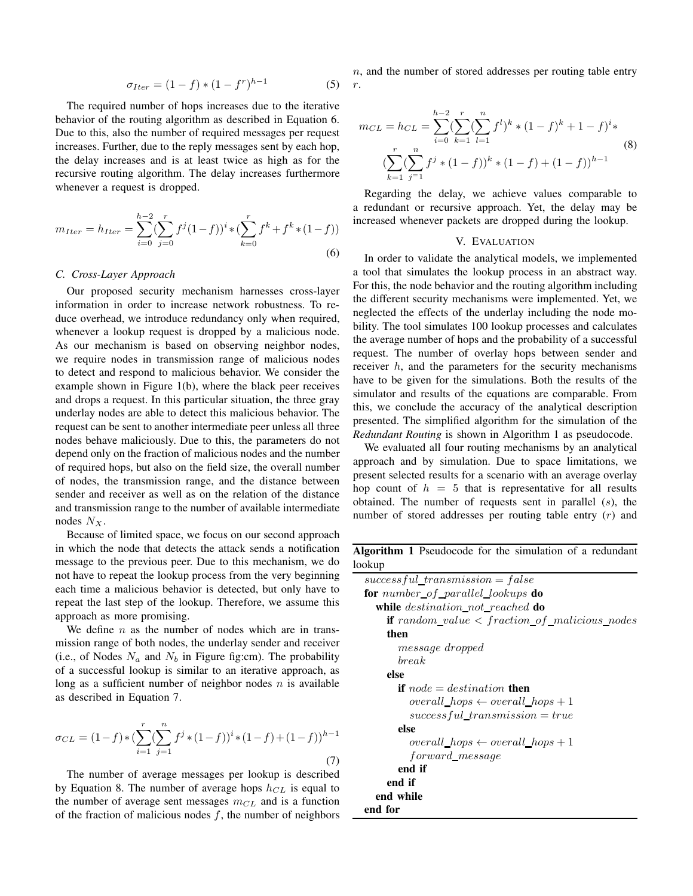$$\sigma_{Iter} = (1-f) * (1-f^r)^{h-1} \tag{5}$$

The required number of hops increases due to the iterative behavior of the routing algorithm as described in Equation 6. Due to this, also the number of required messages per request increases. Further, due to the reply messages sent by each hop, the delay increases and is at least twice as high as for the recursive routing algorithm. The delay increases furthermore whenever a request is dropped.

$$m_{Iter} = h_{Iter} = \sum_{i=0}^{h-2} (\sum_{j=0}^{r} f^j (1-f))^i * (\sum_{k=0}^{r} f^k + f^k * (1-f)) \tag{6}$$

### C. Cross-Layer Approach

Our proposed security mechanism harnesses cross-layer information in order to increase network robustness. To reduce overhead, we introduce redundancy only when required, whenever a lookup request is dropped by a malicious node. As our mechanism is based on observing neighbor nodes, we require nodes in transmission range of malicious nodes to detect and respond to malicious behavior. We consider the example shown in Figure 1(b), where the black peer receives and drops a request. In this particular situation, the three gray underlay nodes are able to detect this malicious behavior. The request can be sent to another intermediate peer unless all three nodes behave maliciously. Due to this, the parameters do not depend only on the fraction of malicious nodes and the number of required hops, but also on the field size, the overall number of nodes, the transmission range, and the distance between sender and receiver as well as on the relation of the distance and transmission range to the number of available intermediate nodes $N_X$.

Because of limited space, we focus on our second approach in which the node that detects the attack sends a notification message to the previous peer. Due to this mechanism, we do not have to repeat the lookup process from the very beginning each time a malicious behavior is detected, but only have to repeat the last step of the lookup. Therefore, we assume this approach as more promising.

We define $n$ as the number of nodes which are in transmission range of both nodes, the underlay sender and receiver (i.e., of Nodes $N_a$ and $N_b$ in Figure fig:cm). The probability of a successful lookup is similar to an iterative approach, as long as a sufficient number of neighbor nodes $n$ is available as described in Equation 7.

$$\sigma_{CL} = (1-f) * (\sum_{i=1}^{r} (\sum_{j=1}^{n} f^j * (1-f))^i * (1-f) + (1-f))^{h-1} \tag{7}$$

The number of average messages per lookup is described by Equation 8. The number of average hops $h_{CL}$ is equal to the number of average sent messages $m_{CL}$ and is a function of the fraction of malicious nodes $f$, the number of neighbors $n$, and the number of stored addresses per routing table entry $r$.

$$m_{CL} = h_{CL} = \sum_{i=0}^{h-2} (\sum_{k=1}^{r} (\sum_{l=1}^{n} f^l)^k * (1-f)^k + 1 - f)^i * (\sum_{k=1}^{r} (\sum_{j=1}^{n} f^j * (1-f))^k * (1-f) + (1-f))^{h-1} \tag{8}$$

Regarding the delay, we achieve values comparable to a redundant or recursive approach. Yet, the delay may be increased whenever packets are dropped during the lookup.

## V. Evaluation

In order to validate the analytical models, we implemented a tool that simulates the lookup process in an abstract way. For this, the node behavior and the routing algorithm including the different security mechanisms were implemented. Yet, we neglected the effects of the underlay including the node mobility. The tool simulates 100 lookup processes and calculates the average number of hops and the probability of a successful request. The number of overlay hops between sender and receiver $h$, and the parameters for the security mechanisms have to be given for the simulations. Both the results of the simulator and results of the equations are comparable. From this, we conclude the accuracy of the analytical description presented. The simplified algorithm for the simulation of the *Redundant Routing* is shown in Algorithm 1 as pseudocode.

We evaluated all four routing mechanisms by an analytical approach and by simulation. Due to space limitations, we present selected results for a scenario with an average overlay hop count of $h = 5$ that is representative for all results obtained. The number of requests sent in parallel ($s$), the number of stored addresses per routing table entry ($r$) and

**Algorithm 1** Pseudocode for the simulation of a redundant lookup

```
successful_transmission = false
for number_of_parallel_lookups do
  while destination_not_reached do
    if random_value < fraction_of_malicious_nodes then
      message dropped
      break
    else
      if node = destination then
        overall_hops ← overall_hops + 1
        successful_transmission = true
      else
        overall_hops ← overall_hops + 1
        forward_message
      end if
    end if
  end while
end for
```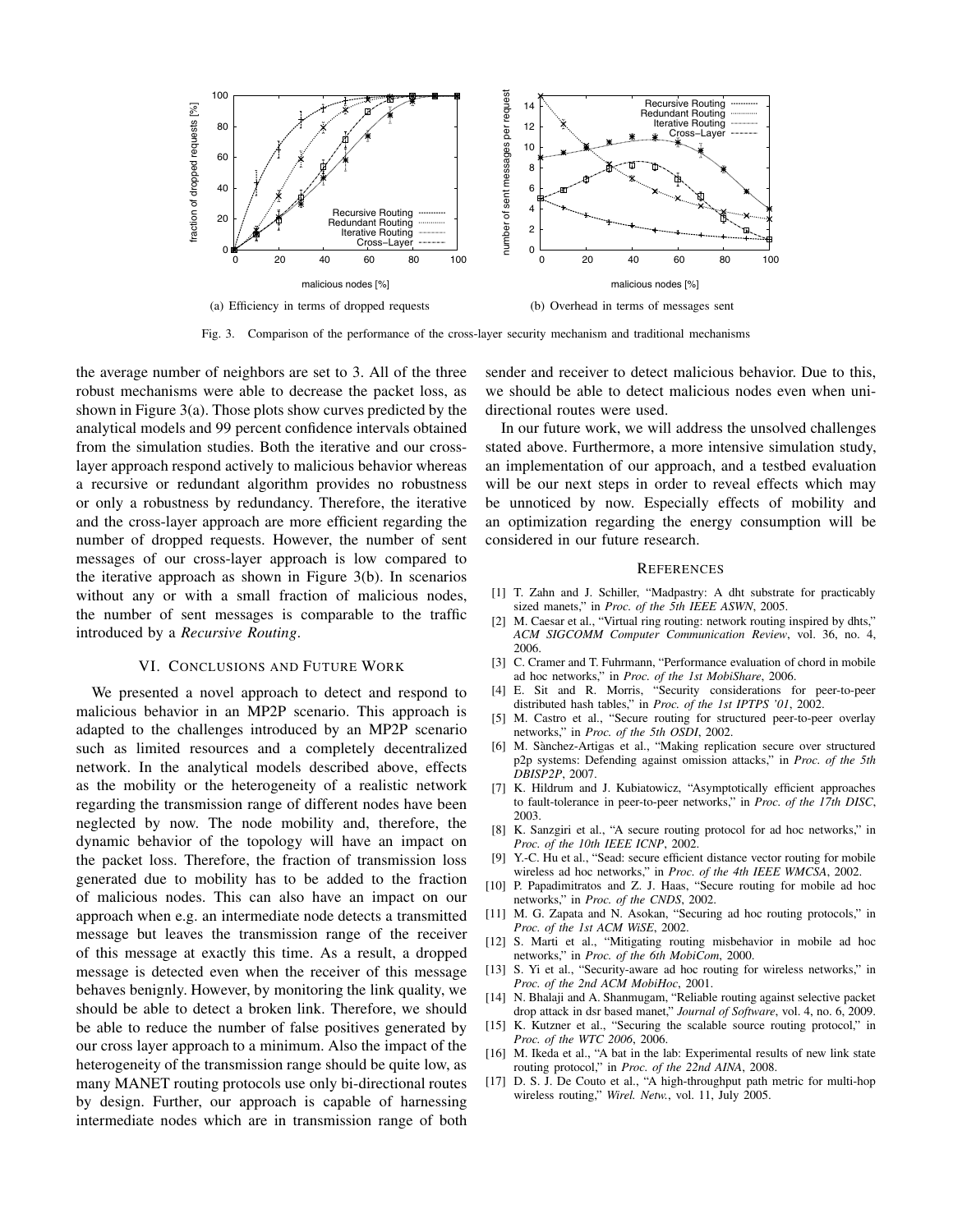fraction of dropped requests [%]

100
80
60
40
20
0

0 20 40 60 80 100

malicious nodes [%]

Recursive Routing
Redundant Routing
Iterative Routing
Cross–Layer

(a) Efficiency in terms of dropped requests

number of sent messages per request

14
12
10
8
6
4
2
0

0 20 40 60 80 100

malicious nodes [%]

Recursive Routing
Redundant Routing
Iterative Routing
Cross–Layer

(b) Overhead in terms of messages sent

Fig. 3. Comparison of the performance of the cross-layer security mechanism and traditional mechanisms

the average number of neighbors are set to 3. All of the three robust mechanisms were able to decrease the packet loss, as shown in Figure 3(a). Those plots show curves predicted by the analytical models and 99 percent confidence intervals obtained from the simulation studies. Both the iterative and our cross-layer approach respond actively to malicious behavior whereas a recursive or redundant algorithm provides no robustness or only a robustness by redundancy. Therefore, the iterative and the cross-layer approach are more efficient regarding the number of dropped requests. However, the number of sent messages of our cross-layer approach is low compared to the iterative approach as shown in Figure 3(b). In scenarios without any or with a small fraction of malicious nodes, the number of sent messages is comparable to the traffic introduced by a *Recursive Routing*.

## VI. Conclusions and Future Work

We presented a novel approach to detect and respond to malicious behavior in an MP2P scenario. This approach is adapted to the challenges introduced by an MP2P scenario such as limited resources and a completely decentralized network. In the analytical models described above, effects as the mobility or the heterogeneity of a realistic network regarding the transmission range of different nodes have been neglected by now. The node mobility and, therefore, the dynamic behavior of the topology will have an impact on the packet loss. Therefore, the fraction of transmission loss generated due to mobility has to be added to the fraction of malicious nodes. This can also have an impact on our approach when e.g. an intermediate node detects a transmitted message but leaves the transmission range of the receiver of this message at exactly this time. As a result, a dropped message is detected even when the receiver of this message behaves benignly. However, by monitoring the link quality, we should be able to detect a broken link. Therefore, we should be able to reduce the number of false positives generated by our cross layer approach to a minimum. Also the impact of the heterogeneity of the transmission range should be quite low, as many MANET routing protocols use only bi-directional routes by design. Further, our approach is capable of harnessing intermediate nodes which are in transmission range of both sender and receiver to detect malicious behavior. Due to this, we should be able to detect malicious nodes even when uni-directional routes were used.

In our future work, we will address the unsolved challenges stated above. Furthermore, a more intensive simulation study, an implementation of our approach, and a testbed evaluation will be our next steps in order to reveal effects which may be unnoticed by now. Especially effects of mobility and an optimization regarding the energy consumption will be considered in our future research.

## References

[1] T. Zahn and J. Schiller, "Madpastry: A dht substrate for practicably sized manets," in *Proc. of the 5th IEEE ASWN*, 2005.

[2] M. Caesar et al., "Virtual ring routing: network routing inspired by dhts," *ACM SIGCOMM Computer Communication Review*, vol. 36, no. 4, 2006.

[3] C. Cramer and T. Fuhrmann, "Performance evaluation of chord in mobile ad hoc networks," in *Proc. of the 1st MobiShare*, 2006.

[4] E. Sit and R. Morris, "Security considerations for peer-to-peer distributed hash tables," in *Proc. of the 1st IPTPS '01*, 2002.

[5] M. Castro et al., "Secure routing for structured peer-to-peer overlay networks," in *Proc. of the 5th OSDI*, 2002.

[6] M. Sànchez-Artigas et al., "Making replication secure over structured p2p systems: Defending against omission attacks," in *Proc. of the 5th DBISP2P*, 2007.

[7] K. Hildrum and J. Kubiatowicz, "Asymptotically efficient approaches to fault-tolerance in peer-to-peer networks," in *Proc. of the 17th DISC*, 2003.

[8] K. Sanzgiri et al., "A secure routing protocol for ad hoc networks," in *Proc. of the 10th IEEE ICNP*, 2002.

[9] Y.-C. Hu et al., "Sead: secure efficient distance vector routing for mobile wireless ad hoc networks," in *Proc. of the 4th IEEE WMCSA*, 2002.

[10] P. Papadimitratos and Z. J. Haas, "Secure routing for mobile ad hoc networks," in *Proc. of the CNDS*, 2002.

[11] M. G. Zapata and N. Asokan, "Securing ad hoc routing protocols," in *Proc. of the 1st ACM WiSE*, 2002.

[12] S. Marti et al., "Mitigating routing misbehavior in mobile ad hoc networks," in *Proc. of the 6th MobiCom*, 2000.

[13] S. Yi et al., "Security-aware ad hoc routing for wireless networks," in *Proc. of the 2nd ACM MobiHoc*, 2001.

[14] N. Bhalaji and A. Shanmugam, "Reliable routing against selective packet drop attack in dsr based manet," *Journal of Software*, vol. 4, no. 6, 2009.

[15] K. Kutzner et al., "Securing the scalable source routing protocol," in *Proc. of the WTC 2006*, 2006.

[16] M. Ikeda et al., "A bat in the lab: Experimental results of new link state routing protocol," in *Proc. of the 22nd AINA*, 2008.

[17] D. S. J. De Couto et al., "A high-throughput path metric for multi-hop wireless routing," *Wirel. Netw.*, vol. 11, July 2005.